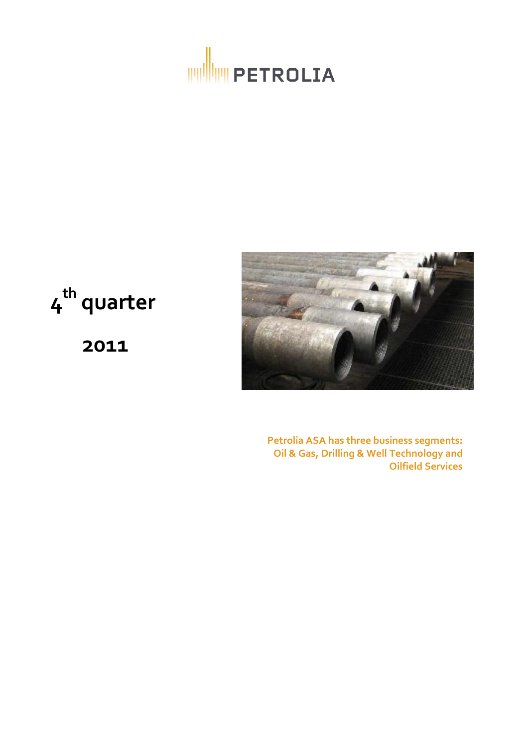PETROLIA

# 4th quarter

# 2011

**Petrolia ASA has three business segments: Oil & Gas, Drilling & Well Technology and Oilfield Services**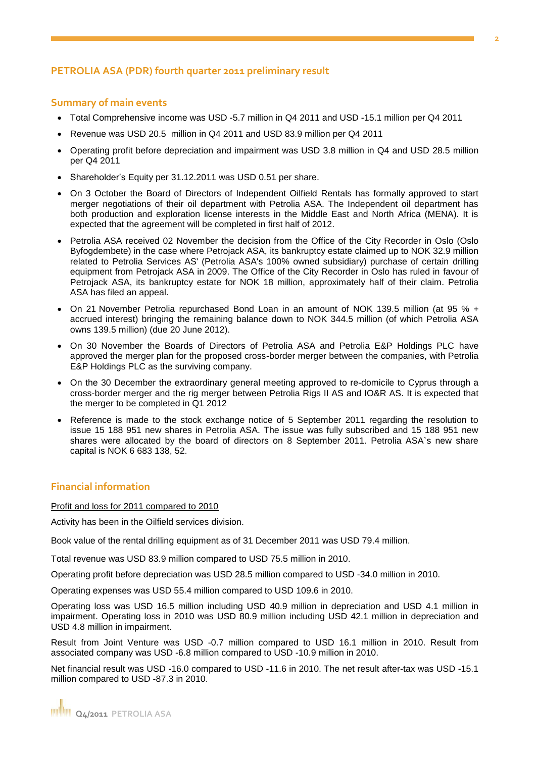## PETROLIA ASA (PDR) fourth quarter 2011 preliminary result

### Summary of main events

- Total Comprehensive income was USD -5.7 million in Q4 2011 and USD -15.1 million per Q4 2011
- Revenue was USD 20.5 million in Q4 2011 and USD 83.9 million per Q4 2011
- Operating profit before depreciation and impairment was USD 3.8 million in Q4 and USD 28.5 million per Q4 2011
- Shareholder's Equity per 31.12.2011 was USD 0.51 per share.
- On 3 October the Board of Directors of Independent Oilfield Rentals has formally approved to start merger negotiations of their oil department with Petrolia ASA. The Independent oil department has both production and exploration license interests in the Middle East and North Africa (MENA). It is expected that the agreement will be completed in first half of 2012.
- Petrolia ASA received 02 November the decision from the Office of the City Recorder in Oslo (Oslo Byfogdembete) in the case where Petrojack ASA, its bankruptcy estate claimed up to NOK 32.9 million related to Petrolia Services AS' (Petrolia ASA's 100% owned subsidiary) purchase of certain drilling equipment from Petrojack ASA in 2009. The Office of the City Recorder in Oslo has ruled in favour of Petrojack ASA, its bankruptcy estate for NOK 18 million, approximately half of their claim. Petrolia ASA has filed an appeal.
- On 21 November Petrolia repurchased Bond Loan in an amount of NOK 139.5 million (at 95 % + accrued interest) bringing the remaining balance down to NOK 344.5 million (of which Petrolia ASA owns 139.5 million) (due 20 June 2012).
- On 30 November the Boards of Directors of Petrolia ASA and Petrolia E&P Holdings PLC have approved the merger plan for the proposed cross-border merger between the companies, with Petrolia E&P Holdings PLC as the surviving company.
- On the 30 December the extraordinary general meeting approved to re-domicile to Cyprus through a cross-border merger and the rig merger between Petrolia Rigs II AS and IO&R AS. It is expected that the merger to be completed in Q1 2012
- Reference is made to the stock exchange notice of 5 September 2011 regarding the resolution to issue 15 188 951 new shares in Petrolia ASA. The issue was fully subscribed and 15 188 951 new shares were allocated by the board of directors on 8 September 2011. Petrolia ASA`s new share capital is NOK 6 683 138, 52.

### Financial information

Profit and loss for 2011 compared to 2010

Activity has been in the Oilfield services division.

Book value of the rental drilling equipment as of 31 December 2011 was USD 79.4 million.

Total revenue was USD 83.9 million compared to USD 75.5 million in 2010.

Operating profit before depreciation was USD 28.5 million compared to USD -34.0 million in 2010.

Operating expenses was USD 55.4 million compared to USD 109.6 in 2010.

Operating loss was USD 16.5 million including USD 40.9 million in depreciation and USD 4.1 million in impairment. Operating loss in 2010 was USD 80.9 million including USD 42.1 million in depreciation and USD 4.8 million in impairment.

Result from Joint Venture was USD -0.7 million compared to USD 16.1 million in 2010. Result from associated company was USD -6.8 million compared to USD -10.9 million in 2010.

Net financial result was USD -16.0 compared to USD -11.6 in 2010. The net result after-tax was USD -15.1 million compared to USD -87.3 in 2010.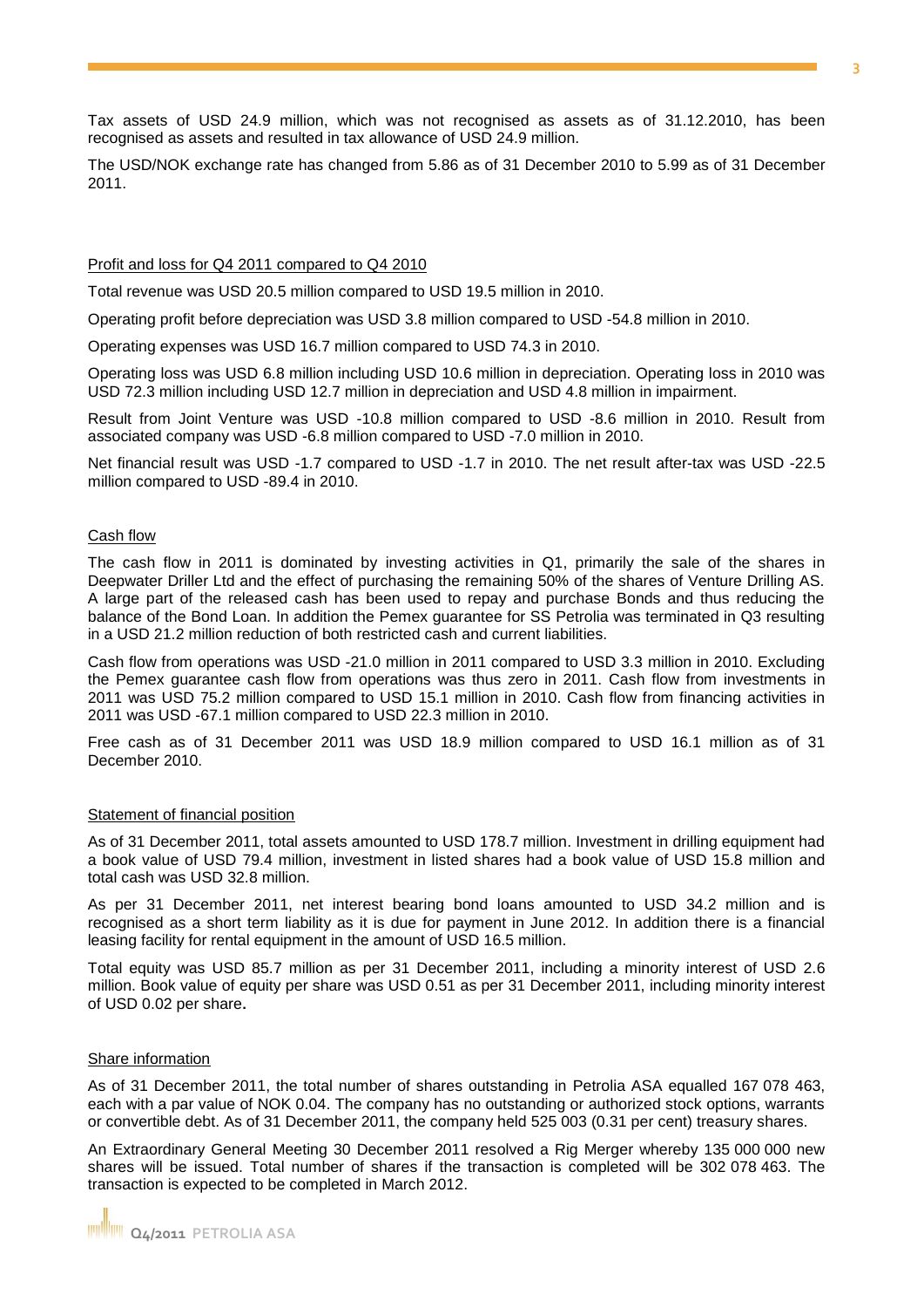Tax assets of USD 24.9 million, which was not recognised as assets as of 31.12.2010, has been recognised as assets and resulted in tax allowance of USD 24.9 million.

The USD/NOK exchange rate has changed from 5.86 as of 31 December 2010 to 5.99 as of 31 December 2011.

## Profit and loss for Q4 2011 compared to Q4 2010

Total revenue was USD 20.5 million compared to USD 19.5 million in 2010.

Operating profit before depreciation was USD 3.8 million compared to USD -54.8 million in 2010.

Operating expenses was USD 16.7 million compared to USD 74.3 in 2010.

Operating loss was USD 6.8 million including USD 10.6 million in depreciation. Operating loss in 2010 was USD 72.3 million including USD 12.7 million in depreciation and USD 4.8 million in impairment.

Result from Joint Venture was USD -10.8 million compared to USD -8.6 million in 2010. Result from associated company was USD -6.8 million compared to USD -7.0 million in 2010.

Net financial result was USD -1.7 compared to USD -1.7 in 2010. The net result after-tax was USD -22.5 million compared to USD -89.4 in 2010.

## Cash flow

The cash flow in 2011 is dominated by investing activities in Q1, primarily the sale of the shares in Deepwater Driller Ltd and the effect of purchasing the remaining 50% of the shares of Venture Drilling AS. A large part of the released cash has been used to repay and purchase Bonds and thus reducing the balance of the Bond Loan. In addition the Pemex guarantee for SS Petrolia was terminated in Q3 resulting in a USD 21.2 million reduction of both restricted cash and current liabilities.

Cash flow from operations was USD -21.0 million in 2011 compared to USD 3.3 million in 2010. Excluding the Pemex guarantee cash flow from operations was thus zero in 2011. Cash flow from investments in 2011 was USD 75.2 million compared to USD 15.1 million in 2010. Cash flow from financing activities in 2011 was USD -67.1 million compared to USD 22.3 million in 2010.

Free cash as of 31 December 2011 was USD 18.9 million compared to USD 16.1 million as of 31 December 2010.

## Statement of financial position

As of 31 December 2011, total assets amounted to USD 178.7 million. Investment in drilling equipment had a book value of USD 79.4 million, investment in listed shares had a book value of USD 15.8 million and total cash was USD 32.8 million.

As per 31 December 2011, net interest bearing bond loans amounted to USD 34.2 million and is recognised as a short term liability as it is due for payment in June 2012. In addition there is a financial leasing facility for rental equipment in the amount of USD 16.5 million.

Total equity was USD 85.7 million as per 31 December 2011, including a minority interest of USD 2.6 million. Book value of equity per share was USD 0.51 as per 31 December 2011, including minority interest of USD 0.02 per share.

## Share information

As of 31 December 2011, the total number of shares outstanding in Petrolia ASA equalled 167 078 463, each with a par value of NOK 0.04. The company has no outstanding or authorized stock options, warrants or convertible debt. As of 31 December 2011, the company held 525 003 (0.31 per cent) treasury shares.

An Extraordinary General Meeting 30 December 2011 resolved a Rig Merger whereby 135 000 000 new shares will be issued. Total number of shares if the transaction is completed will be 302 078 463. The transaction is expected to be completed in March 2012.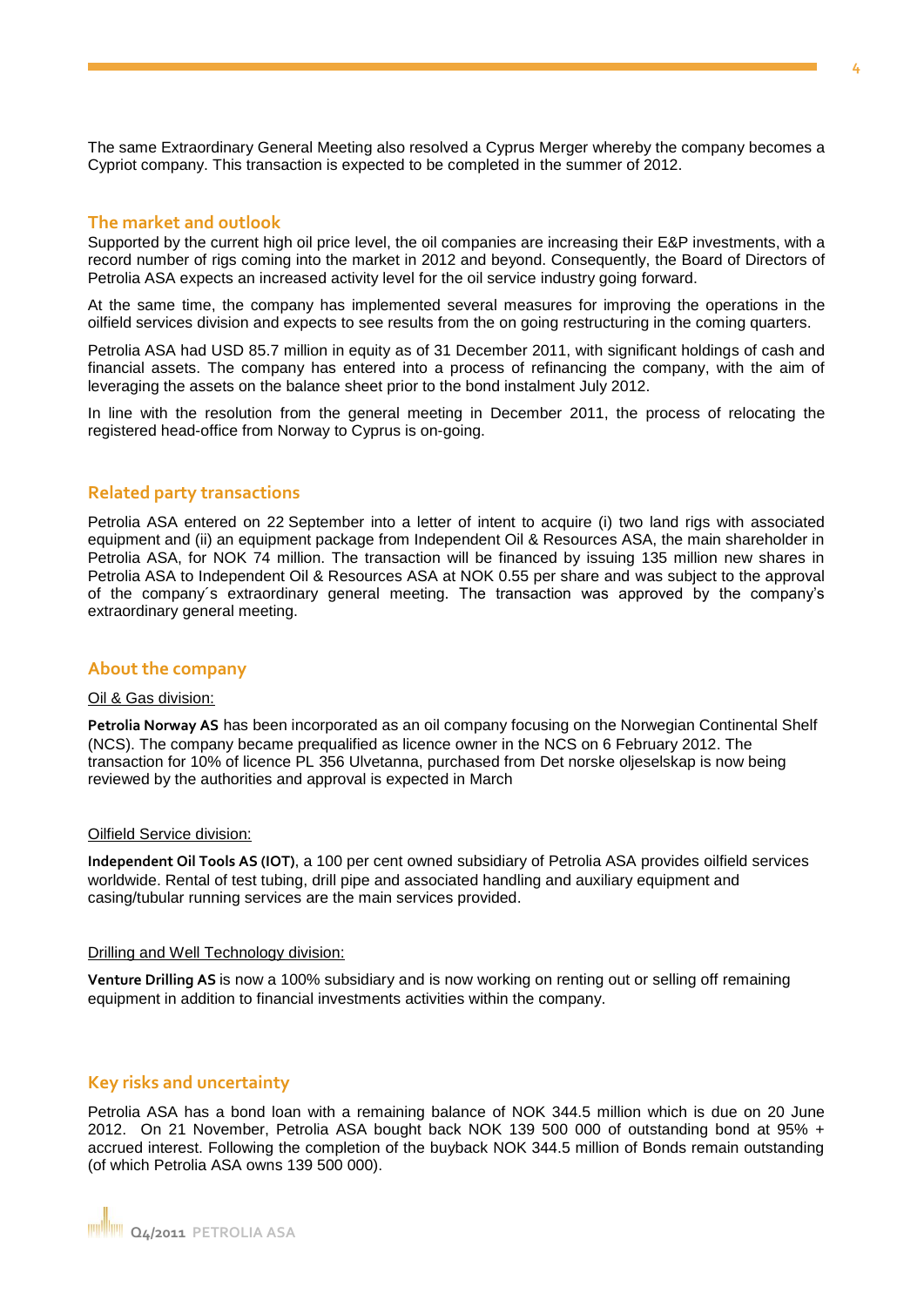The same Extraordinary General Meeting also resolved a Cyprus Merger whereby the company becomes a Cypriot company. This transaction is expected to be completed in the summer of 2012.

## The market and outlook

Supported by the current high oil price level, the oil companies are increasing their E&P investments, with a record number of rigs coming into the market in 2012 and beyond. Consequently, the Board of Directors of Petrolia ASA expects an increased activity level for the oil service industry going forward.

At the same time, the company has implemented several measures for improving the operations in the oilfield services division and expects to see results from the on going restructuring in the coming quarters.

Petrolia ASA had USD 85.7 million in equity as of 31 December 2011, with significant holdings of cash and financial assets. The company has entered into a process of refinancing the company, with the aim of leveraging the assets on the balance sheet prior to the bond instalment July 2012.

In line with the resolution from the general meeting in December 2011, the process of relocating the registered head-office from Norway to Cyprus is on-going.

## Related party transactions

Petrolia ASA entered on 22 September into a letter of intent to acquire (i) two land rigs with associated equipment and (ii) an equipment package from Independent Oil & Resources ASA, the main shareholder in Petrolia ASA, for NOK 74 million. The transaction will be financed by issuing 135 million new shares in Petrolia ASA to Independent Oil & Resources ASA at NOK 0.55 per share and was subject to the approval of the company´s extraordinary general meeting. The transaction was approved by the company's extraordinary general meeting.

## About the company

Oil & Gas division:

**Petrolia Norway AS** has been incorporated as an oil company focusing on the Norwegian Continental Shelf (NCS). The company became prequalified as licence owner in the NCS on 6 February 2012. The transaction for 10% of licence PL 356 Ulvetanna, purchased from Det norske oljeselskap is now being reviewed by the authorities and approval is expected in March

Oilfield Service division:

**Independent Oil Tools AS (IOT)**, a 100 per cent owned subsidiary of Petrolia ASA provides oilfield services worldwide. Rental of test tubing, drill pipe and associated handling and auxiliary equipment and casing/tubular running services are the main services provided.

Drilling and Well Technology division:

**Venture Drilling AS** is now a 100% subsidiary and is now working on renting out or selling off remaining equipment in addition to financial investments activities within the company.

## Key risks and uncertainty

Petrolia ASA has a bond loan with a remaining balance of NOK 344.5 million which is due on 20 June 2012. On 21 November, Petrolia ASA bought back NOK 139 500 000 of outstanding bond at 95% + accrued interest. Following the completion of the buyback NOK 344.5 million of Bonds remain outstanding (of which Petrolia ASA owns 139 500 000).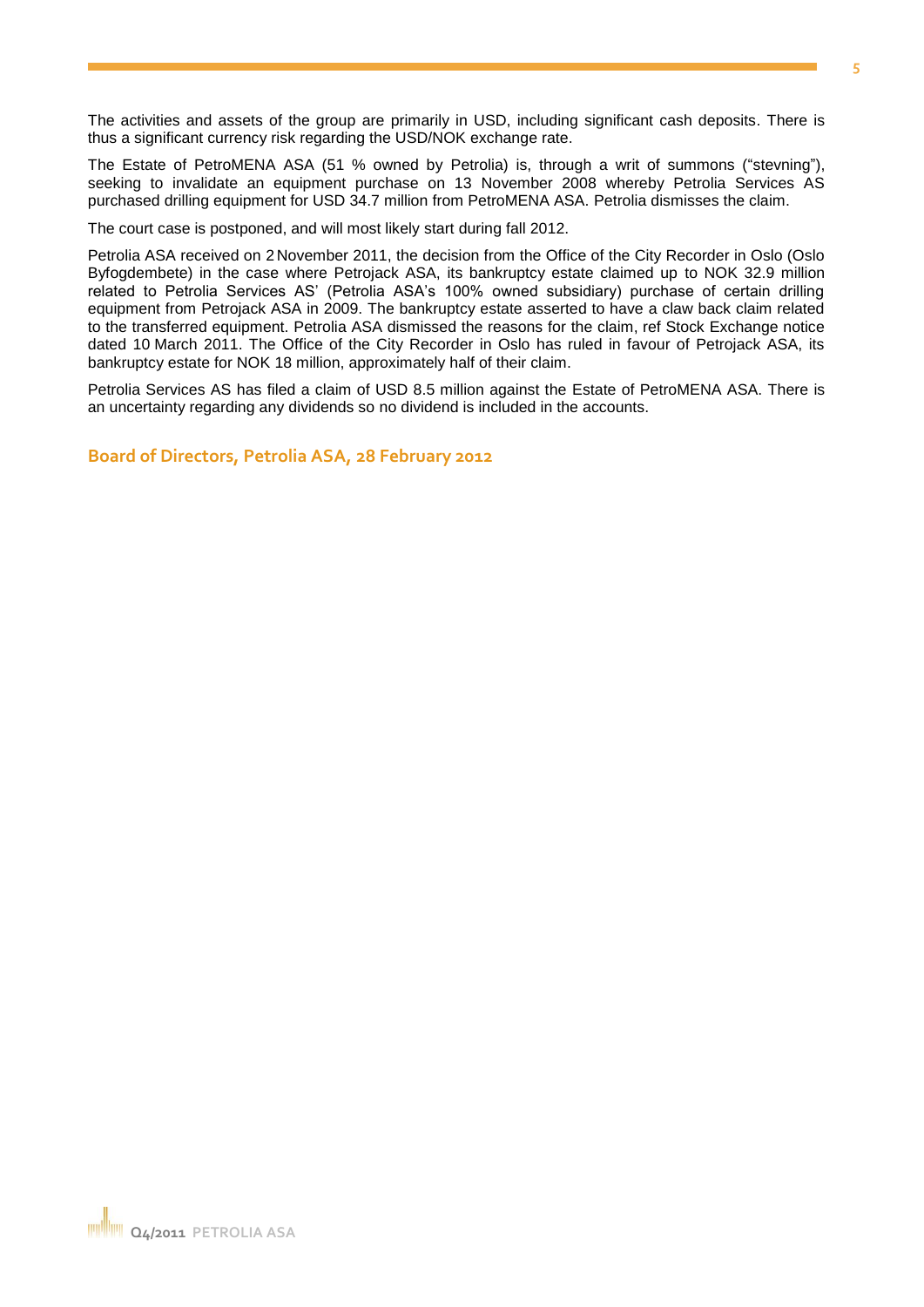The activities and assets of the group are primarily in USD, including significant cash deposits. There is thus a significant currency risk regarding the USD/NOK exchange rate.

The Estate of PetroMENA ASA (51 % owned by Petrolia) is, through a writ of summons ("stevning"), seeking to invalidate an equipment purchase on 13 November 2008 whereby Petrolia Services AS purchased drilling equipment for USD 34.7 million from PetroMENA ASA. Petrolia dismisses the claim.

The court case is postponed, and will most likely start during fall 2012.

Petrolia ASA received on 2 November 2011, the decision from the Office of the City Recorder in Oslo (Oslo Byfogdembete) in the case where Petrojack ASA, its bankruptcy estate claimed up to NOK 32.9 million related to Petrolia Services AS' (Petrolia ASA's 100% owned subsidiary) purchase of certain drilling equipment from Petrojack ASA in 2009. The bankruptcy estate asserted to have a claw back claim related to the transferred equipment. Petrolia ASA dismissed the reasons for the claim, ref Stock Exchange notice dated 10 March 2011. The Office of the City Recorder in Oslo has ruled in favour of Petrojack ASA, its bankruptcy estate for NOK 18 million, approximately half of their claim.

Petrolia Services AS has filed a claim of USD 8.5 million against the Estate of PetroMENA ASA. There is an uncertainty regarding any dividends so no dividend is included in the accounts.

**Board of Directors, Petrolia ASA, 28 February 2012**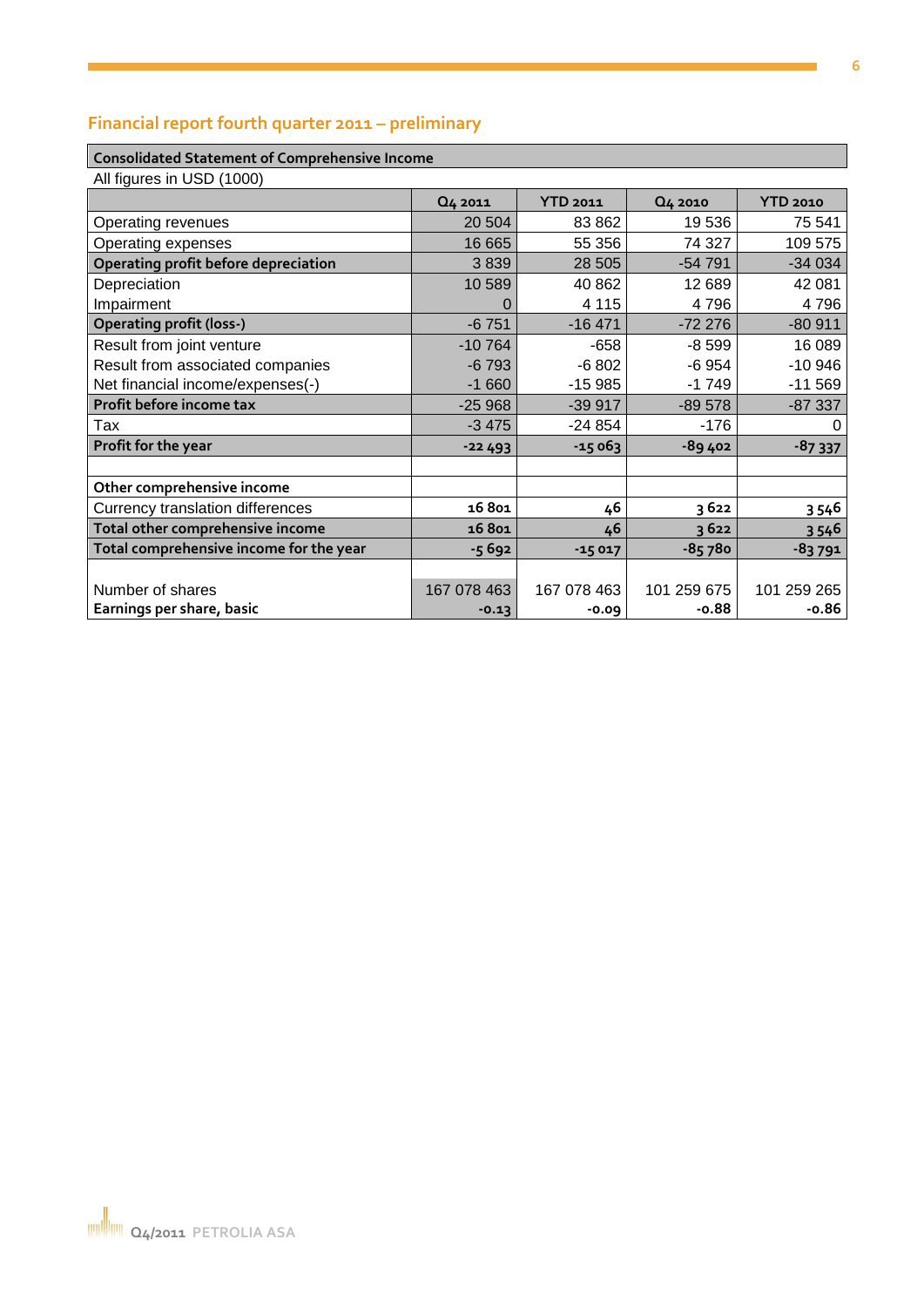## Financial report fourth quarter 2011 – preliminary

| Consolidated Statement of Comprehensive Income | | | | |
|---|---|---|---|---|
| All figures in USD (1000) | | | | |
| | Q4 2011 | YTD 2011 | Q4 2010 | YTD 2010 |
| Operating revenues | 20 504 | 83 862 | 19 536 | 75 541 |
| Operating expenses | 16 665 | 55 356 | 74 327 | 109 575 |
| **Operating profit before depreciation** | 3 839 | 28 505 | -54 791 | -34 034 |
| Depreciation | 10 589 | 40 862 | 12 689 | 42 081 |
| Impairment | 0 | 4 115 | 4 796 | 4 796 |
| **Operating profit (loss-)** | -6 751 | -16 471 | -72 276 | -80 911 |
| Result from joint venture | -10 764 | -658 | -8 599 | 16 089 |
| Result from associated companies | -6 793 | -6 802 | -6 954 | -10 946 |
| Net financial income/expenses(-) | -1 660 | -15 985 | -1 749 | -11 569 |
| **Profit before income tax** | -25 968 | -39 917 | -89 578 | -87 337 |
| Tax | -3 475 | -24 854 | -176 | 0 |
| **Profit for the year** | **-22 493** | **-15 063** | **-89 402** | **-87 337** |
| | | | | |
| **Other comprehensive income** | | | | |
| Currency translation differences | **16 801** | **46** | **3 622** | **3 546** |
| **Total other comprehensive income** | **16 801** | **46** | **3 622** | **3 546** |
| **Total comprehensive income for the year** | **-5 692** | **-15 017** | **-85 780** | **-83 791** |
| | | | | |
| Number of shares | 167 078 463 | 167 078 463 | 101 259 675 | 101 259 265 |
| **Earnings per share, basic** | **-0.13** | **-0.09** | **-0.88** | **-0.86** |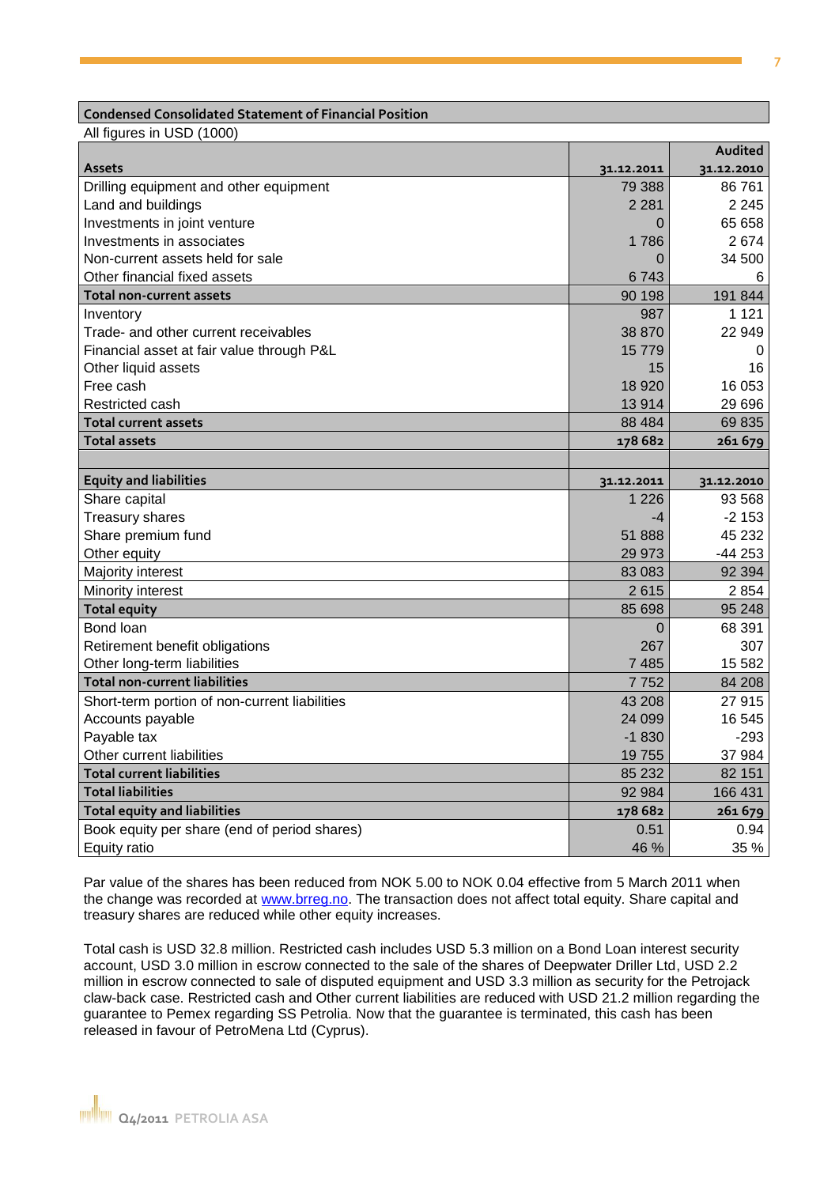**Condensed Consolidated Statement of Financial Position**

All figures in USD (1000)

| Assets | 31.12.2011 | Audited 31.12.2010 |
|---|---|---|
| Drilling equipment and other equipment | 79 388 | 86 761 |
| Land and buildings | 2 281 | 2 245 |
| Investments in joint venture | 0 | 65 658 |
| Investments in associates | 1 786 | 2 674 |
| Non-current assets held for sale | 0 | 34 500 |
| Other financial fixed assets | 6 743 | 6 |
| **Total non-current assets** | 90 198 | 191 844 |
| Inventory | 987 | 1 121 |
| Trade- and other current receivables | 38 870 | 22 949 |
| Financial asset at fair value through P&L | 15 779 | 0 |
| Other liquid assets | 15 | 16 |
| Free cash | 18 920 | 16 053 |
| Restricted cash | 13 914 | 29 696 |
| **Total current assets** | 88 484 | 69 835 |
| **Total assets** | **178 682** | **261 679** |
| | | |
| **Equity and liabilities** | **31.12.2011** | **31.12.2010** |
| Share capital | 1 226 | 93 568 |
| Treasury shares | -4 | -2 153 |
| Share premium fund | 51 888 | 45 232 |
| Other equity | 29 973 | -44 253 |
| Majority interest | 83 083 | 92 394 |
| Minority interest | 2 615 | 2 854 |
| **Total equity** | 85 698 | 95 248 |
| Bond loan | 0 | 68 391 |
| Retirement benefit obligations | 267 | 307 |
| Other long-term liabilities | 7 485 | 15 582 |
| **Total non-current liabilities** | 7 752 | 84 208 |
| Short-term portion of non-current liabilities | 43 208 | 27 915 |
| Accounts payable | 24 099 | 16 545 |
| Payable tax | -1 830 | -293 |
| Other current liabilities | 19 755 | 37 984 |
| **Total current liabilities** | 85 232 | 82 151 |
| **Total liabilities** | 92 984 | 166 431 |
| **Total equity and liabilities** | **178 682** | **261 679** |
| Book equity per share (end of period shares) | 0.51 | 0.94 |
| Equity ratio | 46 % | 35 % |

Par value of the shares has been reduced from NOK 5.00 to NOK 0.04 effective from 5 March 2011 when the change was recorded at www.brreg.no. The transaction does not affect total equity. Share capital and treasury shares are reduced while other equity increases.

Total cash is USD 32.8 million. Restricted cash includes USD 5.3 million on a Bond Loan interest security account, USD 3.0 million in escrow connected to the sale of the shares of Deepwater Driller Ltd, USD 2.2 million in escrow connected to sale of disputed equipment and USD 3.3 million as security for the Petrojack claw-back case. Restricted cash and Other current liabilities are reduced with USD 21.2 million regarding the guarantee to Pemex regarding SS Petrolia. Now that the guarantee is terminated, this cash has been released in favour of PetroMena Ltd (Cyprus).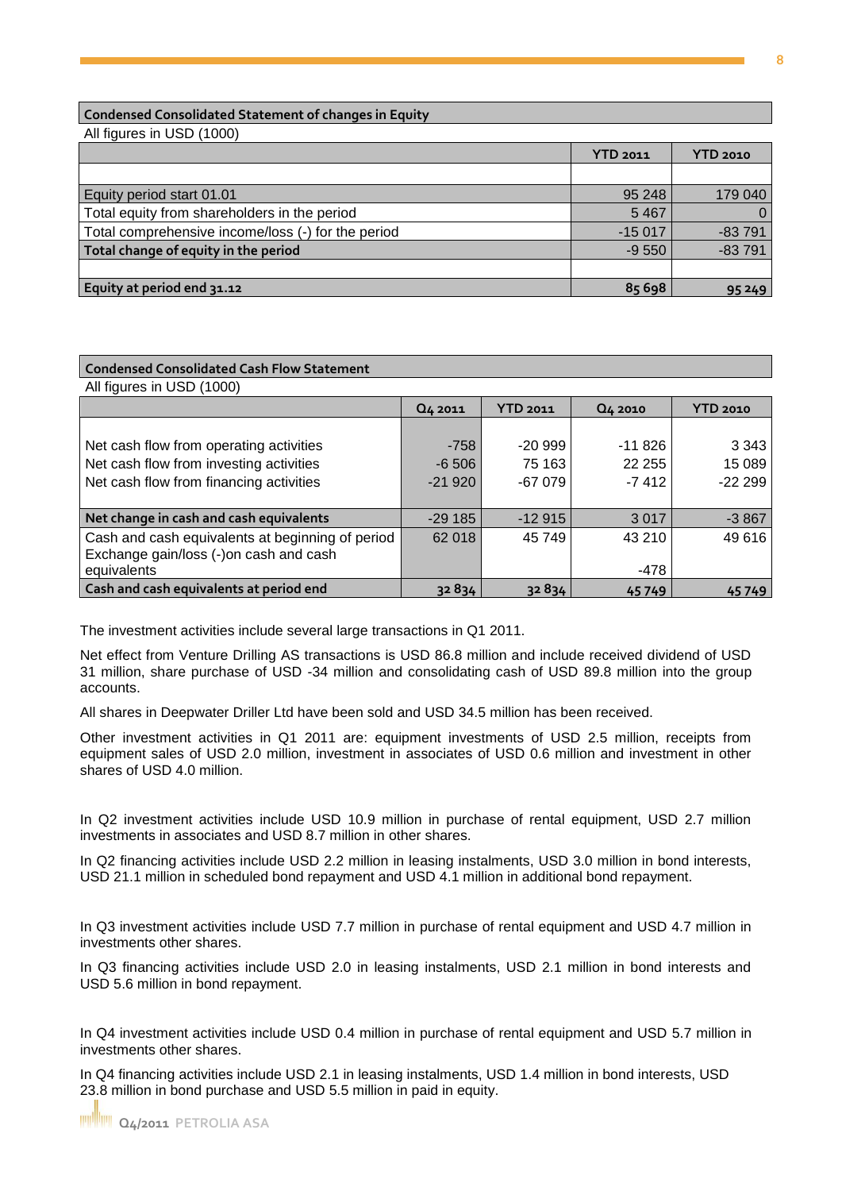| Condensed Consolidated Statement of changes in Equity | | |
|---|---|---|
| All figures in USD (1000) | | |
| | YTD 2011 | YTD 2010 |
| | | |
| Equity period start 01.01 | 95 248 | 179 040 |
| Total equity from shareholders in the period | 5 467 | 0 |
| Total comprehensive income/loss (-) for the period | -15 017 | -83 791 |
| **Total change of equity in the period** | -9 550 | -83 791 |
| | | |
| **Equity at period end 31.12** | **85 698** | **95 249** |

| Condensed Consolidated Cash Flow Statement | | | | |
|---|---|---|---|---|
| All figures in USD (1000) | | | | |
| | Q4 2011 | YTD 2011 | Q4 2010 | YTD 2010 |
| Net cash flow from operating activities | -758 | -20 999 | -11 826 | 3 343 |
| Net cash flow from investing activities | -6 506 | 75 163 | 22 255 | 15 089 |
| Net cash flow from financing activities | -21 920 | -67 079 | -7 412 | -22 299 |
| **Net change in cash and cash equivalents** | -29 185 | -12 915 | 3 017 | -3 867 |
| Cash and cash equivalents at beginning of period | 62 018 | 45 749 | 43 210 | 49 616 |
| Exchange gain/loss (-)on cash and cash equivalents | | | -478 | |
| **Cash and cash equivalents at period end** | **32 834** | **32 834** | **45 749** | **45 749** |

The investment activities include several large transactions in Q1 2011.

Net effect from Venture Drilling AS transactions is USD 86.8 million and include received dividend of USD 31 million, share purchase of USD -34 million and consolidating cash of USD 89.8 million into the group accounts.

All shares in Deepwater Driller Ltd have been sold and USD 34.5 million has been received.

Other investment activities in Q1 2011 are: equipment investments of USD 2.5 million, receipts from equipment sales of USD 2.0 million, investment in associates of USD 0.6 million and investment in other shares of USD 4.0 million.

In Q2 investment activities include USD 10.9 million in purchase of rental equipment, USD 2.7 million investments in associates and USD 8.7 million in other shares.

In Q2 financing activities include USD 2.2 million in leasing instalments, USD 3.0 million in bond interests, USD 21.1 million in scheduled bond repayment and USD 4.1 million in additional bond repayment.

In Q3 investment activities include USD 7.7 million in purchase of rental equipment and USD 4.7 million in investments other shares.

In Q3 financing activities include USD 2.0 in leasing instalments, USD 2.1 million in bond interests and USD 5.6 million in bond repayment.

In Q4 investment activities include USD 0.4 million in purchase of rental equipment and USD 5.7 million in investments other shares.

In Q4 financing activities include USD 2.1 in leasing instalments, USD 1.4 million in bond interests, USD 23.8 million in bond purchase and USD 5.5 million in paid in equity.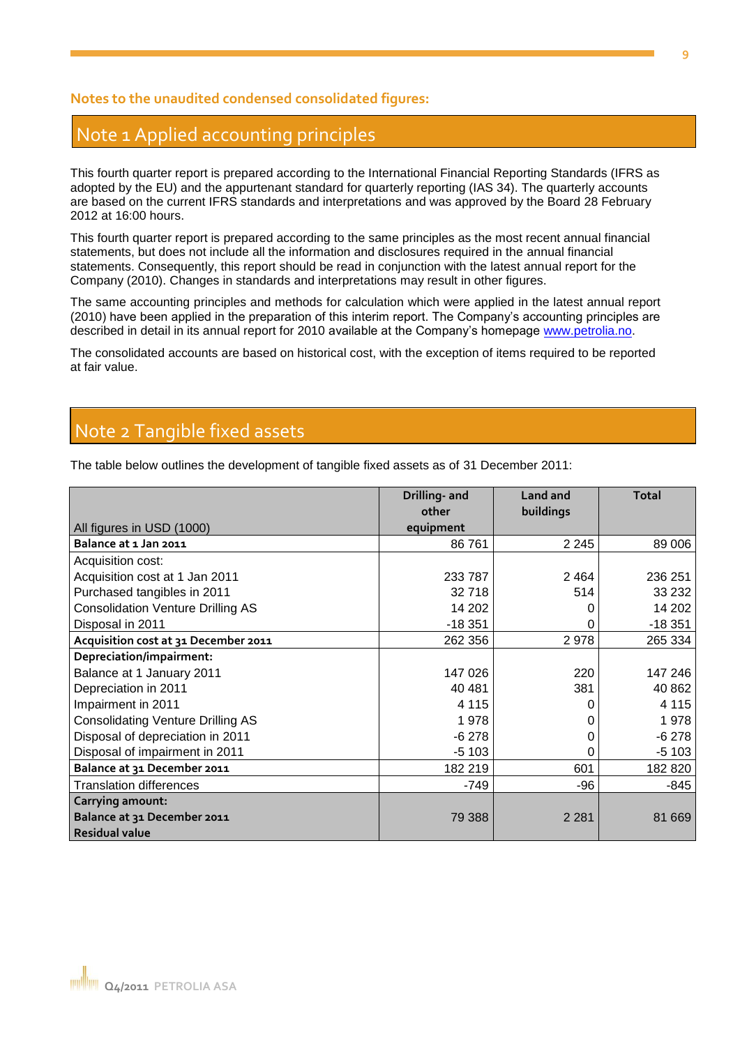**Notes to the unaudited condensed consolidated figures:**

## Note 1 Applied accounting principles

This fourth quarter report is prepared according to the International Financial Reporting Standards (IFRS as adopted by the EU) and the appurtenant standard for quarterly reporting (IAS 34). The quarterly accounts are based on the current IFRS standards and interpretations and was approved by the Board 28 February 2012 at 16:00 hours.

This fourth quarter report is prepared according to the same principles as the most recent annual financial statements, but does not include all the information and disclosures required in the annual financial statements. Consequently, this report should be read in conjunction with the latest annual report for the Company (2010). Changes in standards and interpretations may result in other figures.

The same accounting principles and methods for calculation which were applied in the latest annual report (2010) have been applied in the preparation of this interim report. The Company's accounting principles are described in detail in its annual report for 2010 available at the Company's homepage www.petrolia.no.

The consolidated accounts are based on historical cost, with the exception of items required to be reported at fair value.

## Note 2 Tangible fixed assets

The table below outlines the development of tangible fixed assets as of 31 December 2011:

| All figures in USD (1000) | Drilling- and other equipment | Land and buildings | Total |
|---|---|---|---|
| **Balance at 1 Jan 2011** | 86 761 | 2 245 | 89 006 |
| Acquisition cost: | | | |
| Acquisition cost at 1 Jan 2011 | 233 787 | 2 464 | 236 251 |
| Purchased tangibles in 2011 | 32 718 | 514 | 33 232 |
| Consolidation Venture Drilling AS | 14 202 | 0 | 14 202 |
| Disposal in 2011 | -18 351 | 0 | -18 351 |
| **Acquisition cost at 31 December 2011** | 262 356 | 2 978 | 265 334 |
| **Depreciation/impairment:** | | | |
| Balance at 1 January 2011 | 147 026 | 220 | 147 246 |
| Depreciation in 2011 | 40 481 | 381 | 40 862 |
| Impairment in 2011 | 4 115 | 0 | 4 115 |
| Consolidating Venture Drilling AS | 1 978 | 0 | 1 978 |
| Disposal of depreciation in 2011 | -6 278 | 0 | -6 278 |
| Disposal of impairment in 2011 | -5 103 | 0 | -5 103 |
| **Balance at 31 December 2011** | 182 219 | 601 | 182 820 |
| Translation differences | -749 | -96 | -845 |
| **Carrying amount: Balance at 31 December 2011 Residual value** | 79 388 | 2 281 | 81 669 |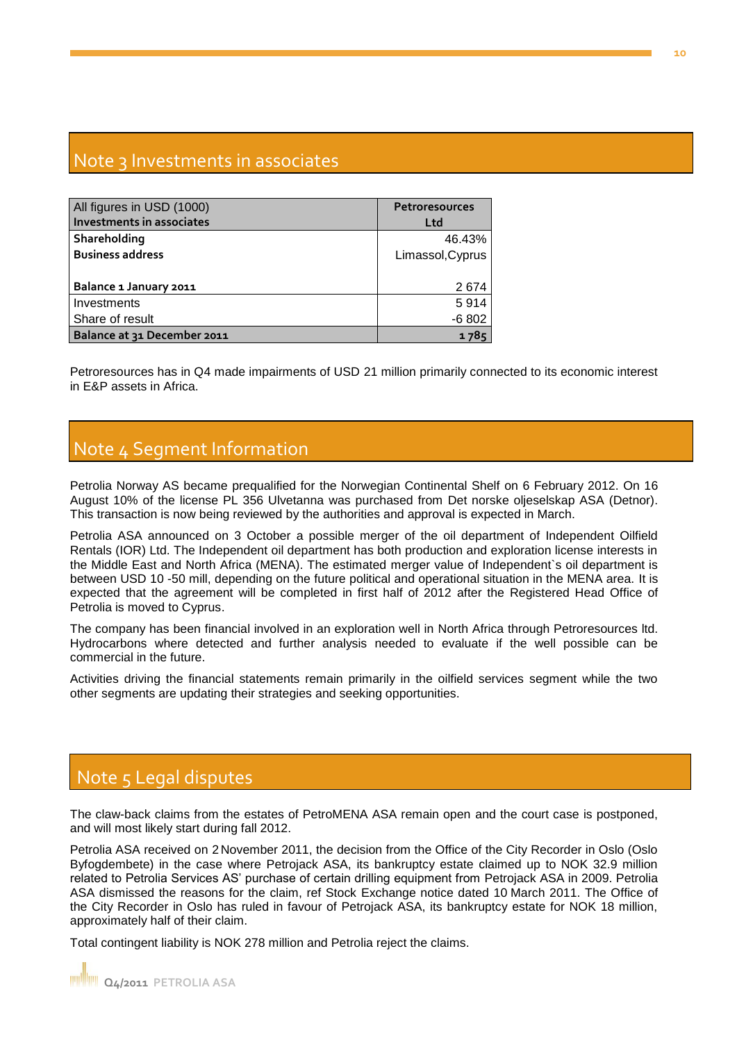# Note 3 Investments in associates

| All figures in USD (1000)<br>**Investments in associates** | **Petroresources Ltd** |
|---|---|
| **Shareholding** | 46.43% |
| **Business address** | Limassol,Cyprus |
| **Balance 1 January 2011** | 2 674 |
| Investments | 5 914 |
| Share of result | -6 802 |
| **Balance at 31 December 2011** | **1 785** |

Petroresources has in Q4 made impairments of USD 21 million primarily connected to its economic interest in E&P assets in Africa.

# Note 4 Segment Information

Petrolia Norway AS became prequalified for the Norwegian Continental Shelf on 6 February 2012. On 16 August 10% of the license PL 356 Ulvetanna was purchased from Det norske oljeselskap ASA (Detnor). This transaction is now being reviewed by the authorities and approval is expected in March.

Petrolia ASA announced on 3 October a possible merger of the oil department of Independent Oilfield Rentals (IOR) Ltd. The Independent oil department has both production and exploration license interests in the Middle East and North Africa (MENA). The estimated merger value of Independent`s oil department is between USD 10 -50 mill, depending on the future political and operational situation in the MENA area. It is expected that the agreement will be completed in first half of 2012 after the Registered Head Office of Petrolia is moved to Cyprus.

The company has been financial involved in an exploration well in North Africa through Petroresources ltd. Hydrocarbons where detected and further analysis needed to evaluate if the well possible can be commercial in the future.

Activities driving the financial statements remain primarily in the oilfield services segment while the two other segments are updating their strategies and seeking opportunities.

# Note 5 Legal disputes

The claw-back claims from the estates of PetroMENA ASA remain open and the court case is postponed, and will most likely start during fall 2012.

Petrolia ASA received on 2 November 2011, the decision from the Office of the City Recorder in Oslo (Oslo Byfogdembete) in the case where Petrojack ASA, its bankruptcy estate claimed up to NOK 32.9 million related to Petrolia Services AS' purchase of certain drilling equipment from Petrojack ASA in 2009. Petrolia ASA dismissed the reasons for the claim, ref Stock Exchange notice dated 10 March 2011. The Office of the City Recorder in Oslo has ruled in favour of Petrojack ASA, its bankruptcy estate for NOK 18 million, approximately half of their claim.

Total contingent liability is NOK 278 million and Petrolia reject the claims.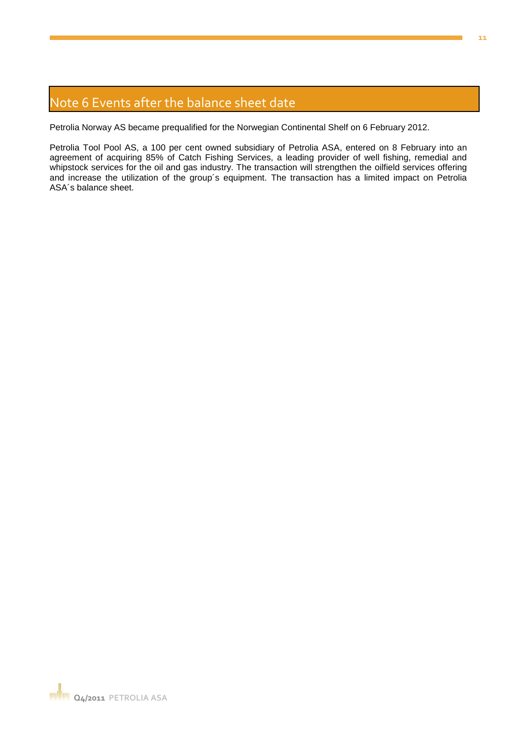## Note 6 Events after the balance sheet date

Petrolia Norway AS became prequalified for the Norwegian Continental Shelf on 6 February 2012.

Petrolia Tool Pool AS, a 100 per cent owned subsidiary of Petrolia ASA, entered on 8 February into an agreement of acquiring 85% of Catch Fishing Services, a leading provider of well fishing, remedial and whipstock services for the oil and gas industry. The transaction will strengthen the oilfield services offering and increase the utilization of the group´s equipment. The transaction has a limited impact on Petrolia ASA´s balance sheet.